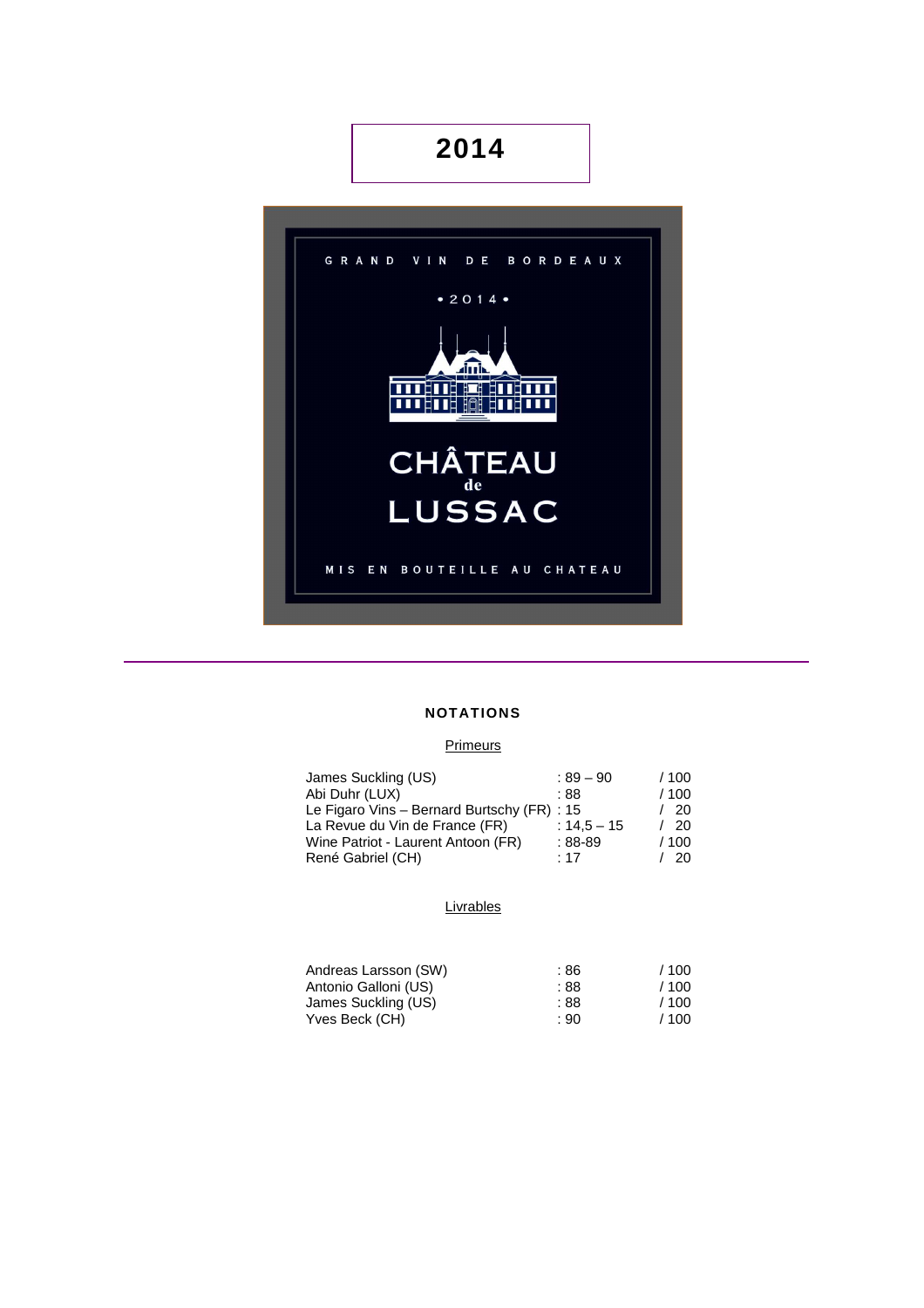# 2014

GRAND VIN DE BORDEAUX

• 2014 •

CHÂTEAU de LUSSAC

MIS EN BOUTEILLE AU CHATEAU

---

## NOTATIONS

### Primeurs

| | | |
|---|---|---|
| James Suckling (US) | : 89 – 90 | / 100 |
| Abi Duhr (LUX) | : 88 | / 100 |
| Le Figaro Vins – Bernard Burtschy (FR) | : 15 | / 20 |
| La Revue du Vin de France (FR) | : 14,5 – 15 | / 20 |
| Wine Patriot - Laurent Antoon (FR) | : 88-89 | / 100 |
| René Gabriel (CH) | : 17 | / 20 |

### Livrables

| | | |
|---|---|---|
| Andreas Larsson (SW) | : 86 | / 100 |
| Antonio Galloni (US) | : 88 | / 100 |
| James Suckling (US) | : 88 | / 100 |
| Yves Beck (CH) | : 90 | / 100 |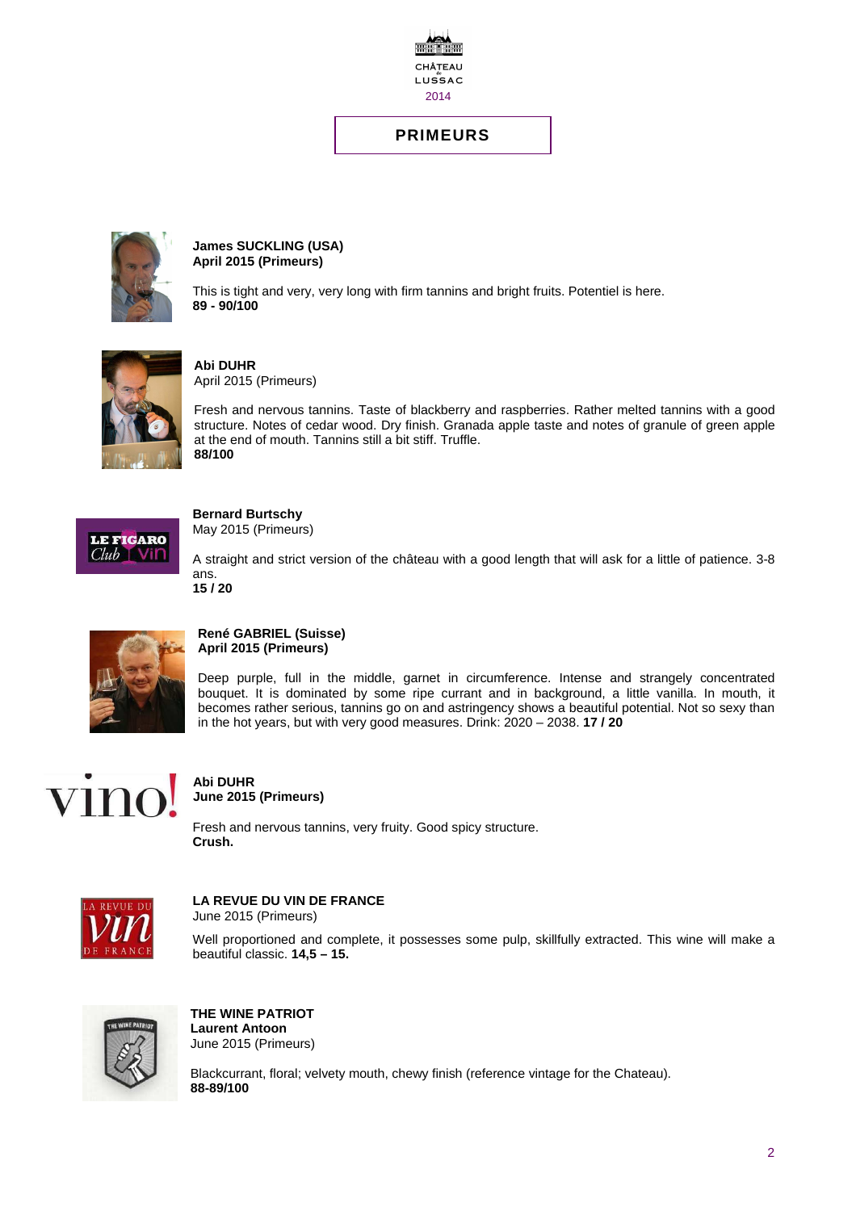CHÂTEAU de LUSSAC

2014

# PRIMEURS

**James SUCKLING (USA)**
**April 2015 (Primeurs)**

This is tight and very, very long with firm tannins and bright fruits. Potentiel is here.
**89 - 90/100**

**Abi DUHR**
April 2015 (Primeurs)

Fresh and nervous tannins. Taste of blackberry and raspberries. Rather melted tannins with a good structure. Notes of cedar wood. Dry finish. Granada apple taste and notes of granule of green apple at the end of mouth. Tannins still a bit stiff. Truffle.
**88/100**

**Bernard Burtschy**
May 2015 (Primeurs)

A straight and strict version of the château with a good length that will ask for a little of patience. 3-8 ans.
**15 / 20**

**René GABRIEL (Suisse)**
**April 2015 (Primeurs)**

Deep purple, full in the middle, garnet in circumference. Intense and strangely concentrated bouquet. It is dominated by some ripe currant and in background, a little vanilla. In mouth, it becomes rather serious, tannins go on and astringency shows a beautiful potential. Not so sexy than in the hot years, but with very good measures. Drink: 2020 – 2038. **17 / 20**

**Abi DUHR**
**June 2015 (Primeurs)**

Fresh and nervous tannins, very fruity. Good spicy structure.
**Crush.**

**LA REVUE DU VIN DE FRANCE**
June 2015 (Primeurs)

Well proportioned and complete, it possesses some pulp, skillfully extracted. This wine will make a beautiful classic. **14,5 – 15.**

**THE WINE PATRIOT**
**Laurent Antoon**
June 2015 (Primeurs)

Blackcurrant, floral; velvety mouth, chewy finish (reference vintage for the Chateau).
**88-89/100**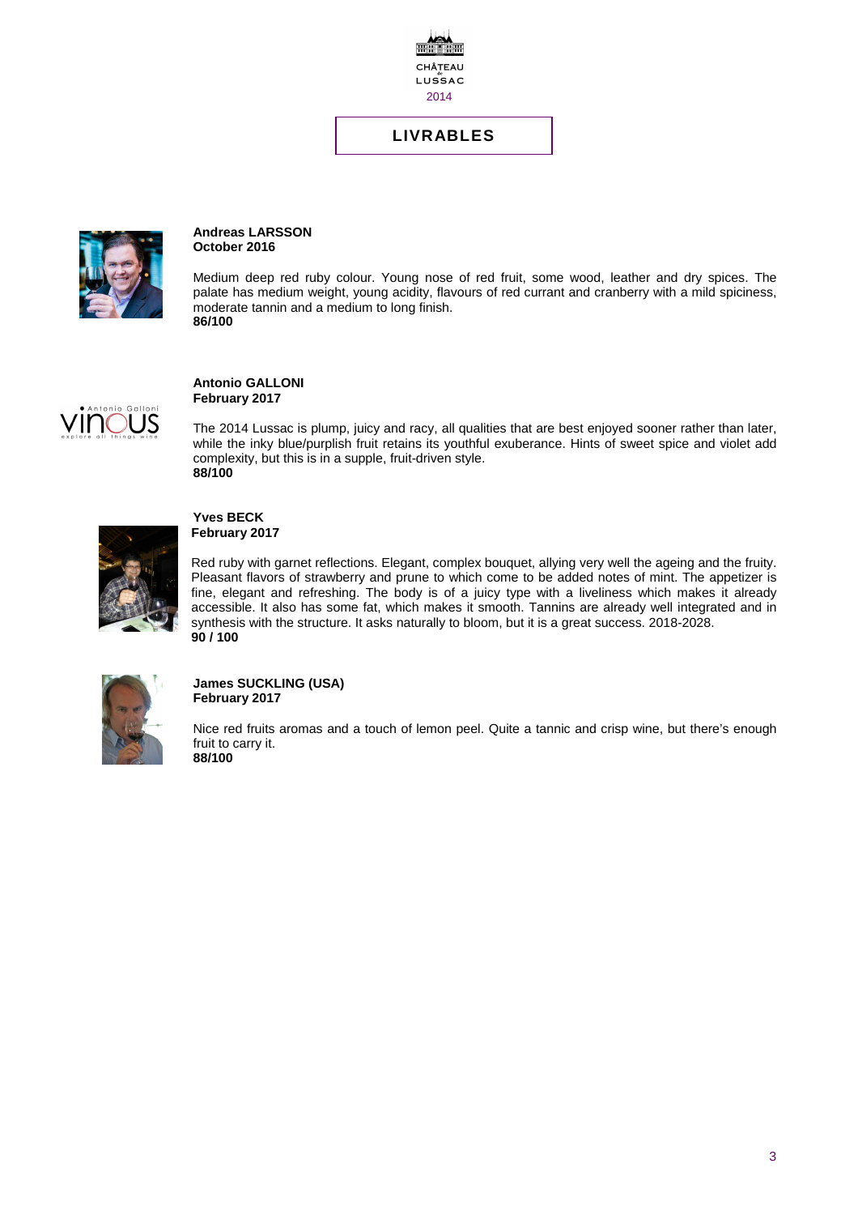CHÂTEAU de LUSSAC

2014

## LIVRABLES

**Andreas LARSSON**
**October 2016**

Medium deep red ruby colour. Young nose of red fruit, some wood, leather and dry spices. The palate has medium weight, young acidity, flavours of red currant and cranberry with a mild spiciness, moderate tannin and a medium to long finish.
**86/100**

**Antonio GALLONI**
**February 2017**

The 2014 Lussac is plump, juicy and racy, all qualities that are best enjoyed sooner rather than later, while the inky blue/purplish fruit retains its youthful exuberance. Hints of sweet spice and violet add complexity, but this is in a supple, fruit-driven style.
**88/100**

**Yves BECK**
**February 2017**

Red ruby with garnet reflections. Elegant, complex bouquet, allying very well the ageing and the fruity. Pleasant flavors of strawberry and prune to which come to be added notes of mint. The appetizer is fine, elegant and refreshing. The body is of a juicy type with a liveliness which makes it already accessible. It also has some fat, which makes it smooth. Tannins are already well integrated and in synthesis with the structure. It asks naturally to bloom, but it is a great success. 2018-2028.
**90 / 100**

**James SUCKLING (USA)**
**February 2017**

Nice red fruits aromas and a touch of lemon peel. Quite a tannic and crisp wine, but there's enough fruit to carry it.
**88/100**